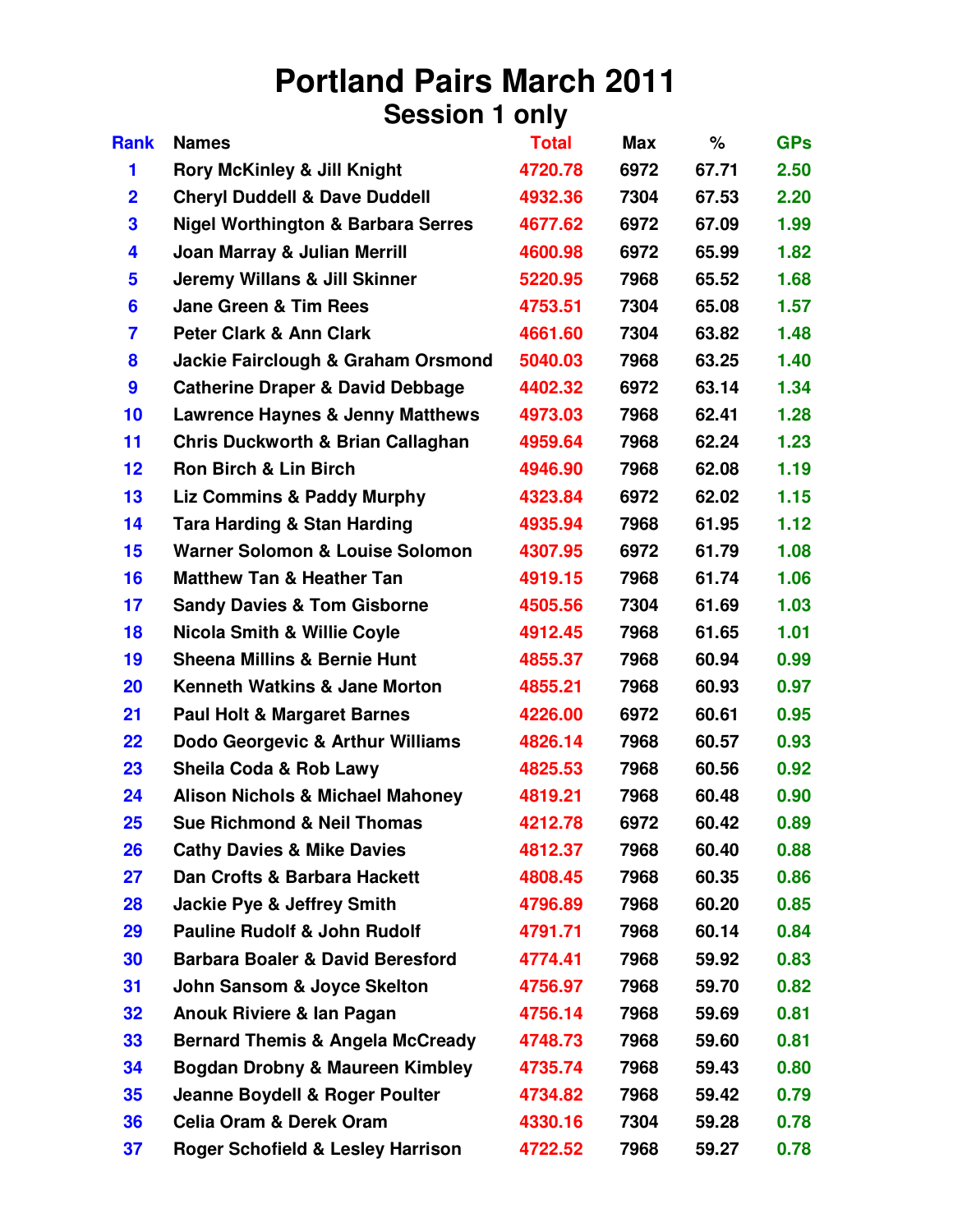# Portland Pairs March 2011

## Session 1 only

| Rank | Names | Total | Max | % | GPs |
|---|---|---|---|---|---|
| 1 | Rory McKinley & Jill Knight | 4720.78 | 6972 | 67.71 | 2.50 |
| 2 | Cheryl Duddell & Dave Duddell | 4932.36 | 7304 | 67.53 | 2.20 |
| 3 | Nigel Worthington & Barbara Serres | 4677.62 | 6972 | 67.09 | 1.99 |
| 4 | Joan Marray & Julian Merrill | 4600.98 | 6972 | 65.99 | 1.82 |
| 5 | Jeremy Willans & Jill Skinner | 5220.95 | 7968 | 65.52 | 1.68 |
| 6 | Jane Green & Tim Rees | 4753.51 | 7304 | 65.08 | 1.57 |
| 7 | Peter Clark & Ann Clark | 4661.60 | 7304 | 63.82 | 1.48 |
| 8 | Jackie Fairclough & Graham Orsmond | 5040.03 | 7968 | 63.25 | 1.40 |
| 9 | Catherine Draper & David Debbage | 4402.32 | 6972 | 63.14 | 1.34 |
| 10 | Lawrence Haynes & Jenny Matthews | 4973.03 | 7968 | 62.41 | 1.28 |
| 11 | Chris Duckworth & Brian Callaghan | 4959.64 | 7968 | 62.24 | 1.23 |
| 12 | Ron Birch & Lin Birch | 4946.90 | 7968 | 62.08 | 1.19 |
| 13 | Liz Commins & Paddy Murphy | 4323.84 | 6972 | 62.02 | 1.15 |
| 14 | Tara Harding & Stan Harding | 4935.94 | 7968 | 61.95 | 1.12 |
| 15 | Warner Solomon & Louise Solomon | 4307.95 | 6972 | 61.79 | 1.08 |
| 16 | Matthew Tan & Heather Tan | 4919.15 | 7968 | 61.74 | 1.06 |
| 17 | Sandy Davies & Tom Gisborne | 4505.56 | 7304 | 61.69 | 1.03 |
| 18 | Nicola Smith & Willie Coyle | 4912.45 | 7968 | 61.65 | 1.01 |
| 19 | Sheena Millins & Bernie Hunt | 4855.37 | 7968 | 60.94 | 0.99 |
| 20 | Kenneth Watkins & Jane Morton | 4855.21 | 7968 | 60.93 | 0.97 |
| 21 | Paul Holt & Margaret Barnes | 4226.00 | 6972 | 60.61 | 0.95 |
| 22 | Dodo Georgevic & Arthur Williams | 4826.14 | 7968 | 60.57 | 0.93 |
| 23 | Sheila Coda & Rob Lawy | 4825.53 | 7968 | 60.56 | 0.92 |
| 24 | Alison Nichols & Michael Mahoney | 4819.21 | 7968 | 60.48 | 0.90 |
| 25 | Sue Richmond & Neil Thomas | 4212.78 | 6972 | 60.42 | 0.89 |
| 26 | Cathy Davies & Mike Davies | 4812.37 | 7968 | 60.40 | 0.88 |
| 27 | Dan Crofts & Barbara Hackett | 4808.45 | 7968 | 60.35 | 0.86 |
| 28 | Jackie Pye & Jeffrey Smith | 4796.89 | 7968 | 60.20 | 0.85 |
| 29 | Pauline Rudolf & John Rudolf | 4791.71 | 7968 | 60.14 | 0.84 |
| 30 | Barbara Boaler & David Beresford | 4774.41 | 7968 | 59.92 | 0.83 |
| 31 | John Sansom & Joyce Skelton | 4756.97 | 7968 | 59.70 | 0.82 |
| 32 | Anouk Riviere & Ian Pagan | 4756.14 | 7968 | 59.69 | 0.81 |
| 33 | Bernard Themis & Angela McCready | 4748.73 | 7968 | 59.60 | 0.81 |
| 34 | Bogdan Drobny & Maureen Kimbley | 4735.74 | 7968 | 59.43 | 0.80 |
| 35 | Jeanne Boydell & Roger Poulter | 4734.82 | 7968 | 59.42 | 0.79 |
| 36 | Celia Oram & Derek Oram | 4330.16 | 7304 | 59.28 | 0.78 |
| 37 | Roger Schofield & Lesley Harrison | 4722.52 | 7968 | 59.27 | 0.78 |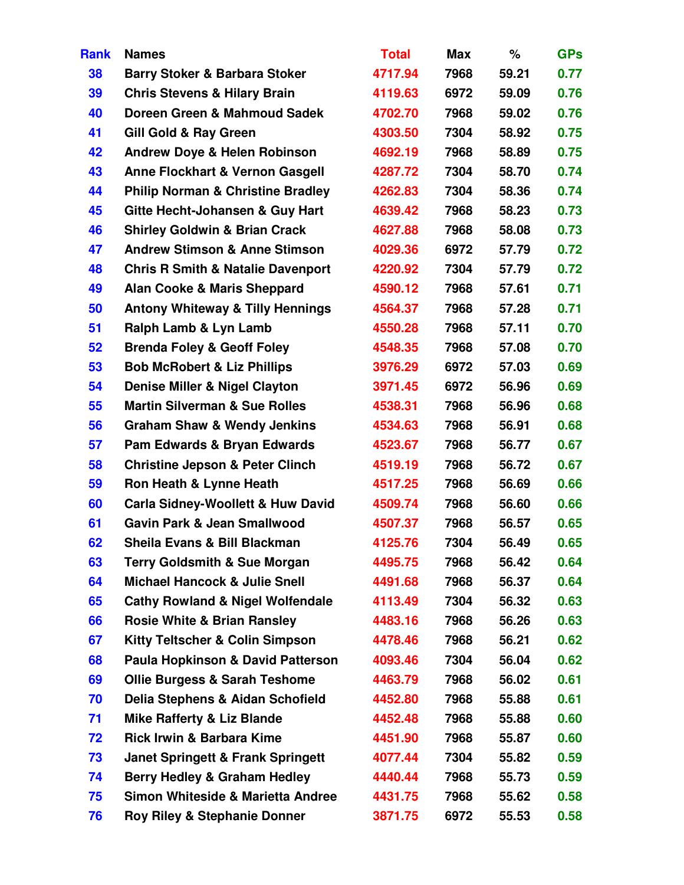| Rank | Names | Total | Max | % | GPs |
|---|---|---|---|---|---|
| 38 | Barry Stoker & Barbara Stoker | 4717.94 | 7968 | 59.21 | 0.77 |
| 39 | Chris Stevens & Hilary Brain | 4119.63 | 6972 | 59.09 | 0.76 |
| 40 | Doreen Green & Mahmoud Sadek | 4702.70 | 7968 | 59.02 | 0.76 |
| 41 | Gill Gold & Ray Green | 4303.50 | 7304 | 58.92 | 0.75 |
| 42 | Andrew Doye & Helen Robinson | 4692.19 | 7968 | 58.89 | 0.75 |
| 43 | Anne Flockhart & Vernon Gasgell | 4287.72 | 7304 | 58.70 | 0.74 |
| 44 | Philip Norman & Christine Bradley | 4262.83 | 7304 | 58.36 | 0.74 |
| 45 | Gitte Hecht-Johansen & Guy Hart | 4639.42 | 7968 | 58.23 | 0.73 |
| 46 | Shirley Goldwin & Brian Crack | 4627.88 | 7968 | 58.08 | 0.73 |
| 47 | Andrew Stimson & Anne Stimson | 4029.36 | 6972 | 57.79 | 0.72 |
| 48 | Chris R Smith & Natalie Davenport | 4220.92 | 7304 | 57.79 | 0.72 |
| 49 | Alan Cooke & Maris Sheppard | 4590.12 | 7968 | 57.61 | 0.71 |
| 50 | Antony Whiteway & Tilly Hennings | 4564.37 | 7968 | 57.28 | 0.71 |
| 51 | Ralph Lamb & Lyn Lamb | 4550.28 | 7968 | 57.11 | 0.70 |
| 52 | Brenda Foley & Geoff Foley | 4548.35 | 7968 | 57.08 | 0.70 |
| 53 | Bob McRobert & Liz Phillips | 3976.29 | 6972 | 57.03 | 0.69 |
| 54 | Denise Miller & Nigel Clayton | 3971.45 | 6972 | 56.96 | 0.69 |
| 55 | Martin Silverman & Sue Rolles | 4538.31 | 7968 | 56.96 | 0.68 |
| 56 | Graham Shaw & Wendy Jenkins | 4534.63 | 7968 | 56.91 | 0.68 |
| 57 | Pam Edwards & Bryan Edwards | 4523.67 | 7968 | 56.77 | 0.67 |
| 58 | Christine Jepson & Peter Clinch | 4519.19 | 7968 | 56.72 | 0.67 |
| 59 | Ron Heath & Lynne Heath | 4517.25 | 7968 | 56.69 | 0.66 |
| 60 | Carla Sidney-Woollett & Huw David | 4509.74 | 7968 | 56.60 | 0.66 |
| 61 | Gavin Park & Jean Smallwood | 4507.37 | 7968 | 56.57 | 0.65 |
| 62 | Sheila Evans & Bill Blackman | 4125.76 | 7304 | 56.49 | 0.65 |
| 63 | Terry Goldsmith & Sue Morgan | 4495.75 | 7968 | 56.42 | 0.64 |
| 64 | Michael Hancock & Julie Snell | 4491.68 | 7968 | 56.37 | 0.64 |
| 65 | Cathy Rowland & Nigel Wolfendale | 4113.49 | 7304 | 56.32 | 0.63 |
| 66 | Rosie White & Brian Ransley | 4483.16 | 7968 | 56.26 | 0.63 |
| 67 | Kitty Teltscher & Colin Simpson | 4478.46 | 7968 | 56.21 | 0.62 |
| 68 | Paula Hopkinson & David Patterson | 4093.46 | 7304 | 56.04 | 0.62 |
| 69 | Ollie Burgess & Sarah Teshome | 4463.79 | 7968 | 56.02 | 0.61 |
| 70 | Delia Stephens & Aidan Schofield | 4452.80 | 7968 | 55.88 | 0.61 |
| 71 | Mike Rafferty & Liz Blande | 4452.48 | 7968 | 55.88 | 0.60 |
| 72 | Rick Irwin & Barbara Kime | 4451.90 | 7968 | 55.87 | 0.60 |
| 73 | Janet Springett & Frank Springett | 4077.44 | 7304 | 55.82 | 0.59 |
| 74 | Berry Hedley & Graham Hedley | 4440.44 | 7968 | 55.73 | 0.59 |
| 75 | Simon Whiteside & Marietta Andree | 4431.75 | 7968 | 55.62 | 0.58 |
| 76 | Roy Riley & Stephanie Donner | 3871.75 | 6972 | 55.53 | 0.58 |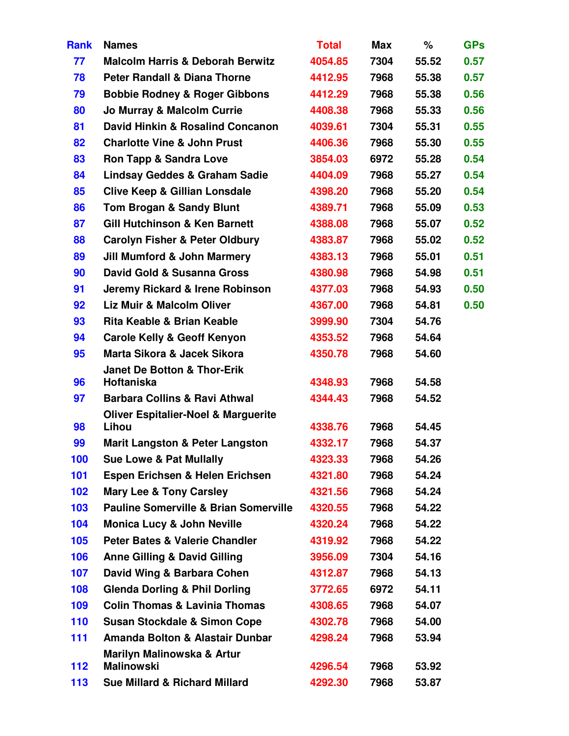| Rank | Names | Total | Max | % | GPs |
|---|---|---|---|---|---|
| 77 | Malcolm Harris & Deborah Berwitz | 4054.85 | 7304 | 55.52 | 0.57 |
| 78 | Peter Randall & Diana Thorne | 4412.95 | 7968 | 55.38 | 0.57 |
| 79 | Bobbie Rodney & Roger Gibbons | 4412.29 | 7968 | 55.38 | 0.56 |
| 80 | Jo Murray & Malcolm Currie | 4408.38 | 7968 | 55.33 | 0.56 |
| 81 | David Hinkin & Rosalind Concanon | 4039.61 | 7304 | 55.31 | 0.55 |
| 82 | Charlotte Vine & John Prust | 4406.36 | 7968 | 55.30 | 0.55 |
| 83 | Ron Tapp & Sandra Love | 3854.03 | 6972 | 55.28 | 0.54 |
| 84 | Lindsay Geddes & Graham Sadie | 4404.09 | 7968 | 55.27 | 0.54 |
| 85 | Clive Keep & Gillian Lonsdale | 4398.20 | 7968 | 55.20 | 0.54 |
| 86 | Tom Brogan & Sandy Blunt | 4389.71 | 7968 | 55.09 | 0.53 |
| 87 | Gill Hutchinson & Ken Barnett | 4388.08 | 7968 | 55.07 | 0.52 |
| 88 | Carolyn Fisher & Peter Oldbury | 4383.87 | 7968 | 55.02 | 0.52 |
| 89 | Jill Mumford & John Marmery | 4383.13 | 7968 | 55.01 | 0.51 |
| 90 | David Gold & Susanna Gross | 4380.98 | 7968 | 54.98 | 0.51 |
| 91 | Jeremy Rickard & Irene Robinson | 4377.03 | 7968 | 54.93 | 0.50 |
| 92 | Liz Muir & Malcolm Oliver | 4367.00 | 7968 | 54.81 | 0.50 |
| 93 | Rita Keable & Brian Keable | 3999.90 | 7304 | 54.76 | |
| 94 | Carole Kelly & Geoff Kenyon | 4353.52 | 7968 | 54.64 | |
| 95 | Marta Sikora & Jacek Sikora | 4350.78 | 7968 | 54.60 | |
| 96 | Janet De Botton & Thor-Erik Hoftaniska | 4348.93 | 7968 | 54.58 | |
| 97 | Barbara Collins & Ravi Athwal | 4344.43 | 7968 | 54.52 | |
| 98 | Oliver Espitalier-Noel & Marguerite Lihou | 4338.76 | 7968 | 54.45 | |
| 99 | Marit Langston & Peter Langston | 4332.17 | 7968 | 54.37 | |
| 100 | Sue Lowe & Pat Mullally | 4323.33 | 7968 | 54.26 | |
| 101 | Espen Erichsen & Helen Erichsen | 4321.80 | 7968 | 54.24 | |
| 102 | Mary Lee & Tony Carsley | 4321.56 | 7968 | 54.24 | |
| 103 | Pauline Somerville & Brian Somerville | 4320.55 | 7968 | 54.22 | |
| 104 | Monica Lucy & John Neville | 4320.24 | 7968 | 54.22 | |
| 105 | Peter Bates & Valerie Chandler | 4319.92 | 7968 | 54.22 | |
| 106 | Anne Gilling & David Gilling | 3956.09 | 7304 | 54.16 | |
| 107 | David Wing & Barbara Cohen | 4312.87 | 7968 | 54.13 | |
| 108 | Glenda Dorling & Phil Dorling | 3772.65 | 6972 | 54.11 | |
| 109 | Colin Thomas & Lavinia Thomas | 4308.65 | 7968 | 54.07 | |
| 110 | Susan Stockdale & Simon Cope | 4302.78 | 7968 | 54.00 | |
| 111 | Amanda Bolton & Alastair Dunbar | 4298.24 | 7968 | 53.94 | |
| 112 | Marilyn Malinowska & Artur Malinowski | 4296.54 | 7968 | 53.92 | |
| 113 | Sue Millard & Richard Millard | 4292.30 | 7968 | 53.87 | |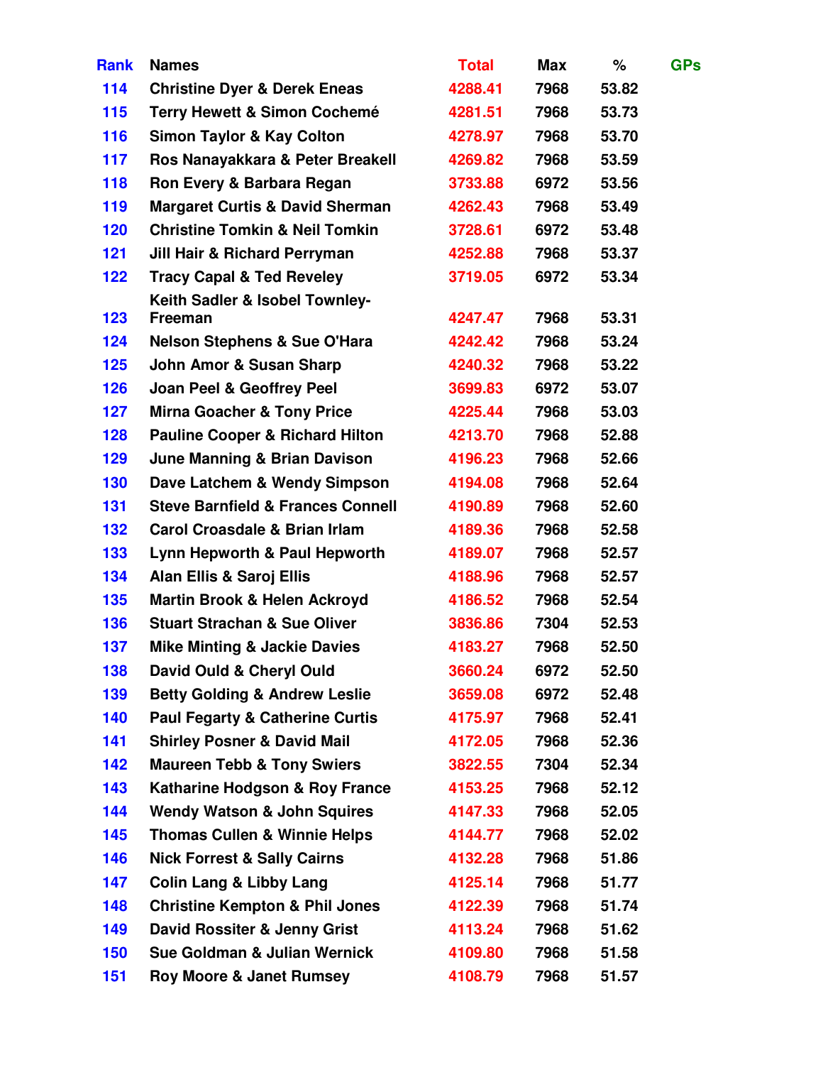| Rank | Names | Total | Max | % | GPs |
|---|---|---|---|---|---|
| 114 | Christine Dyer & Derek Eneas | 4288.41 | 7968 | 53.82 | |
| 115 | Terry Hewett & Simon Cochemé | 4281.51 | 7968 | 53.73 | |
| 116 | Simon Taylor & Kay Colton | 4278.97 | 7968 | 53.70 | |
| 117 | Ros Nanayakkara & Peter Breakell | 4269.82 | 7968 | 53.59 | |
| 118 | Ron Every & Barbara Regan | 3733.88 | 6972 | 53.56 | |
| 119 | Margaret Curtis & David Sherman | 4262.43 | 7968 | 53.49 | |
| 120 | Christine Tomkin & Neil Tomkin | 3728.61 | 6972 | 53.48 | |
| 121 | Jill Hair & Richard Perryman | 4252.88 | 7968 | 53.37 | |
| 122 | Tracy Capal & Ted Reveley | 3719.05 | 6972 | 53.34 | |
| 123 | Keith Sadler & Isobel Townley-Freeman | 4247.47 | 7968 | 53.31 | |
| 124 | Nelson Stephens & Sue O'Hara | 4242.42 | 7968 | 53.24 | |
| 125 | John Amor & Susan Sharp | 4240.32 | 7968 | 53.22 | |
| 126 | Joan Peel & Geoffrey Peel | 3699.83 | 6972 | 53.07 | |
| 127 | Mirna Goacher & Tony Price | 4225.44 | 7968 | 53.03 | |
| 128 | Pauline Cooper & Richard Hilton | 4213.70 | 7968 | 52.88 | |
| 129 | June Manning & Brian Davison | 4196.23 | 7968 | 52.66 | |
| 130 | Dave Latchem & Wendy Simpson | 4194.08 | 7968 | 52.64 | |
| 131 | Steve Barnfield & Frances Connell | 4190.89 | 7968 | 52.60 | |
| 132 | Carol Croasdale & Brian Irlam | 4189.36 | 7968 | 52.58 | |
| 133 | Lynn Hepworth & Paul Hepworth | 4189.07 | 7968 | 52.57 | |
| 134 | Alan Ellis & Saroj Ellis | 4188.96 | 7968 | 52.57 | |
| 135 | Martin Brook & Helen Ackroyd | 4186.52 | 7968 | 52.54 | |
| 136 | Stuart Strachan & Sue Oliver | 3836.86 | 7304 | 52.53 | |
| 137 | Mike Minting & Jackie Davies | 4183.27 | 7968 | 52.50 | |
| 138 | David Ould & Cheryl Ould | 3660.24 | 6972 | 52.50 | |
| 139 | Betty Golding & Andrew Leslie | 3659.08 | 6972 | 52.48 | |
| 140 | Paul Fegarty & Catherine Curtis | 4175.97 | 7968 | 52.41 | |
| 141 | Shirley Posner & David Mail | 4172.05 | 7968 | 52.36 | |
| 142 | Maureen Tebb & Tony Swiers | 3822.55 | 7304 | 52.34 | |
| 143 | Katharine Hodgson & Roy France | 4153.25 | 7968 | 52.12 | |
| 144 | Wendy Watson & John Squires | 4147.33 | 7968 | 52.05 | |
| 145 | Thomas Cullen & Winnie Helps | 4144.77 | 7968 | 52.02 | |
| 146 | Nick Forrest & Sally Cairns | 4132.28 | 7968 | 51.86 | |
| 147 | Colin Lang & Libby Lang | 4125.14 | 7968 | 51.77 | |
| 148 | Christine Kempton & Phil Jones | 4122.39 | 7968 | 51.74 | |
| 149 | David Rossiter & Jenny Grist | 4113.24 | 7968 | 51.62 | |
| 150 | Sue Goldman & Julian Wernick | 4109.80 | 7968 | 51.58 | |
| 151 | Roy Moore & Janet Rumsey | 4108.79 | 7968 | 51.57 | |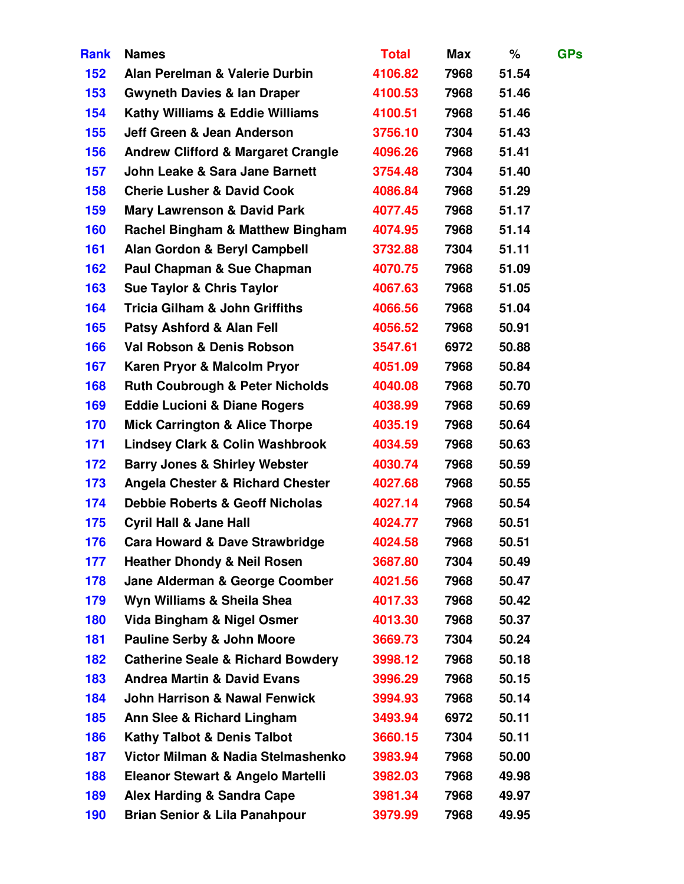| Rank | Names | Total | Max | % | GPs |
|---|---|---|---|---|---|
| 152 | Alan Perelman & Valerie Durbin | 4106.82 | 7968 | 51.54 | |
| 153 | Gwyneth Davies & Ian Draper | 4100.53 | 7968 | 51.46 | |
| 154 | Kathy Williams & Eddie Williams | 4100.51 | 7968 | 51.46 | |
| 155 | Jeff Green & Jean Anderson | 3756.10 | 7304 | 51.43 | |
| 156 | Andrew Clifford & Margaret Crangle | 4096.26 | 7968 | 51.41 | |
| 157 | John Leake & Sara Jane Barnett | 3754.48 | 7304 | 51.40 | |
| 158 | Cherie Lusher & David Cook | 4086.84 | 7968 | 51.29 | |
| 159 | Mary Lawrenson & David Park | 4077.45 | 7968 | 51.17 | |
| 160 | Rachel Bingham & Matthew Bingham | 4074.95 | 7968 | 51.14 | |
| 161 | Alan Gordon & Beryl Campbell | 3732.88 | 7304 | 51.11 | |
| 162 | Paul Chapman & Sue Chapman | 4070.75 | 7968 | 51.09 | |
| 163 | Sue Taylor & Chris Taylor | 4067.63 | 7968 | 51.05 | |
| 164 | Tricia Gilham & John Griffiths | 4066.56 | 7968 | 51.04 | |
| 165 | Patsy Ashford & Alan Fell | 4056.52 | 7968 | 50.91 | |
| 166 | Val Robson & Denis Robson | 3547.61 | 6972 | 50.88 | |
| 167 | Karen Pryor & Malcolm Pryor | 4051.09 | 7968 | 50.84 | |
| 168 | Ruth Coubrough & Peter Nicholds | 4040.08 | 7968 | 50.70 | |
| 169 | Eddie Lucioni & Diane Rogers | 4038.99 | 7968 | 50.69 | |
| 170 | Mick Carrington & Alice Thorpe | 4035.19 | 7968 | 50.64 | |
| 171 | Lindsey Clark & Colin Washbrook | 4034.59 | 7968 | 50.63 | |
| 172 | Barry Jones & Shirley Webster | 4030.74 | 7968 | 50.59 | |
| 173 | Angela Chester & Richard Chester | 4027.68 | 7968 | 50.55 | |
| 174 | Debbie Roberts & Geoff Nicholas | 4027.14 | 7968 | 50.54 | |
| 175 | Cyril Hall & Jane Hall | 4024.77 | 7968 | 50.51 | |
| 176 | Cara Howard & Dave Strawbridge | 4024.58 | 7968 | 50.51 | |
| 177 | Heather Dhondy & Neil Rosen | 3687.80 | 7304 | 50.49 | |
| 178 | Jane Alderman & George Coomber | 4021.56 | 7968 | 50.47 | |
| 179 | Wyn Williams & Sheila Shea | 4017.33 | 7968 | 50.42 | |
| 180 | Vida Bingham & Nigel Osmer | 4013.30 | 7968 | 50.37 | |
| 181 | Pauline Serby & John Moore | 3669.73 | 7304 | 50.24 | |
| 182 | Catherine Seale & Richard Bowdery | 3998.12 | 7968 | 50.18 | |
| 183 | Andrea Martin & David Evans | 3996.29 | 7968 | 50.15 | |
| 184 | John Harrison & Nawal Fenwick | 3994.93 | 7968 | 50.14 | |
| 185 | Ann Slee & Richard Lingham | 3493.94 | 6972 | 50.11 | |
| 186 | Kathy Talbot & Denis Talbot | 3660.15 | 7304 | 50.11 | |
| 187 | Victor Milman & Nadia Stelmashenko | 3983.94 | 7968 | 50.00 | |
| 188 | Eleanor Stewart & Angelo Martelli | 3982.03 | 7968 | 49.98 | |
| 189 | Alex Harding & Sandra Cape | 3981.34 | 7968 | 49.97 | |
| 190 | Brian Senior & Lila Panahpour | 3979.99 | 7968 | 49.95 | |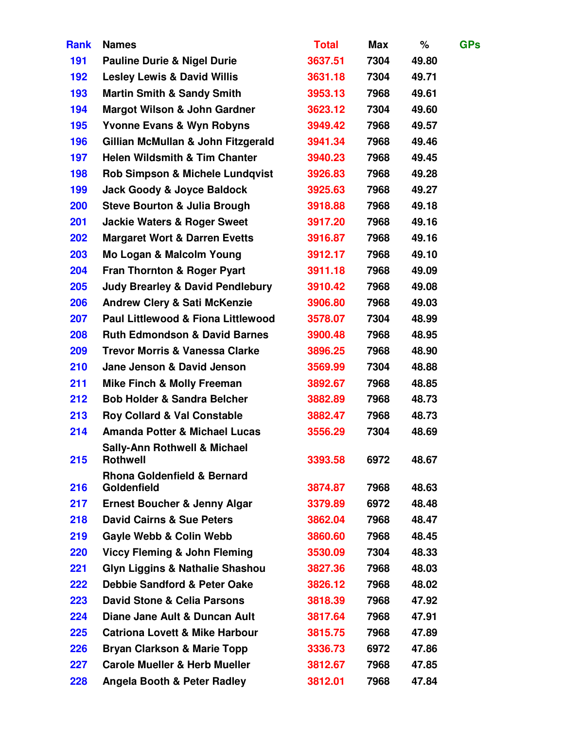| Rank | Names | Total | Max | % | GPs |
|---|---|---|---|---|---|
| 191 | Pauline Durie & Nigel Durie | 3637.51 | 7304 | 49.80 | |
| 192 | Lesley Lewis & David Willis | 3631.18 | 7304 | 49.71 | |
| 193 | Martin Smith & Sandy Smith | 3953.13 | 7968 | 49.61 | |
| 194 | Margot Wilson & John Gardner | 3623.12 | 7304 | 49.60 | |
| 195 | Yvonne Evans & Wyn Robyns | 3949.42 | 7968 | 49.57 | |
| 196 | Gillian McMullan & John Fitzgerald | 3941.34 | 7968 | 49.46 | |
| 197 | Helen Wildsmith & Tim Chanter | 3940.23 | 7968 | 49.45 | |
| 198 | Rob Simpson & Michele Lundqvist | 3926.83 | 7968 | 49.28 | |
| 199 | Jack Goody & Joyce Baldock | 3925.63 | 7968 | 49.27 | |
| 200 | Steve Bourton & Julia Brough | 3918.88 | 7968 | 49.18 | |
| 201 | Jackie Waters & Roger Sweet | 3917.20 | 7968 | 49.16 | |
| 202 | Margaret Wort & Darren Evetts | 3916.87 | 7968 | 49.16 | |
| 203 | Mo Logan & Malcolm Young | 3912.17 | 7968 | 49.10 | |
| 204 | Fran Thornton & Roger Pyart | 3911.18 | 7968 | 49.09 | |
| 205 | Judy Brearley & David Pendlebury | 3910.42 | 7968 | 49.08 | |
| 206 | Andrew Clery & Sati McKenzie | 3906.80 | 7968 | 49.03 | |
| 207 | Paul Littlewood & Fiona Littlewood | 3578.07 | 7304 | 48.99 | |
| 208 | Ruth Edmondson & David Barnes | 3900.48 | 7968 | 48.95 | |
| 209 | Trevor Morris & Vanessa Clarke | 3896.25 | 7968 | 48.90 | |
| 210 | Jane Jenson & David Jenson | 3569.99 | 7304 | 48.88 | |
| 211 | Mike Finch & Molly Freeman | 3892.67 | 7968 | 48.85 | |
| 212 | Bob Holder & Sandra Belcher | 3882.89 | 7968 | 48.73 | |
| 213 | Roy Collard & Val Constable | 3882.47 | 7968 | 48.73 | |
| 214 | Amanda Potter & Michael Lucas | 3556.29 | 7304 | 48.69 | |
| 215 | Sally-Ann Rothwell & Michael Rothwell | 3393.58 | 6972 | 48.67 | |
| 216 | Rhona Goldenfield & Bernard Goldenfield | 3874.87 | 7968 | 48.63 | |
| 217 | Ernest Boucher & Jenny Algar | 3379.89 | 6972 | 48.48 | |
| 218 | David Cairns & Sue Peters | 3862.04 | 7968 | 48.47 | |
| 219 | Gayle Webb & Colin Webb | 3860.60 | 7968 | 48.45 | |
| 220 | Viccy Fleming & John Fleming | 3530.09 | 7304 | 48.33 | |
| 221 | Glyn Liggins & Nathalie Shashou | 3827.36 | 7968 | 48.03 | |
| 222 | Debbie Sandford & Peter Oake | 3826.12 | 7968 | 48.02 | |
| 223 | David Stone & Celia Parsons | 3818.39 | 7968 | 47.92 | |
| 224 | Diane Jane Ault & Duncan Ault | 3817.64 | 7968 | 47.91 | |
| 225 | Catriona Lovett & Mike Harbour | 3815.75 | 7968 | 47.89 | |
| 226 | Bryan Clarkson & Marie Topp | 3336.73 | 6972 | 47.86 | |
| 227 | Carole Mueller & Herb Mueller | 3812.67 | 7968 | 47.85 | |
| 228 | Angela Booth & Peter Radley | 3812.01 | 7968 | 47.84 | |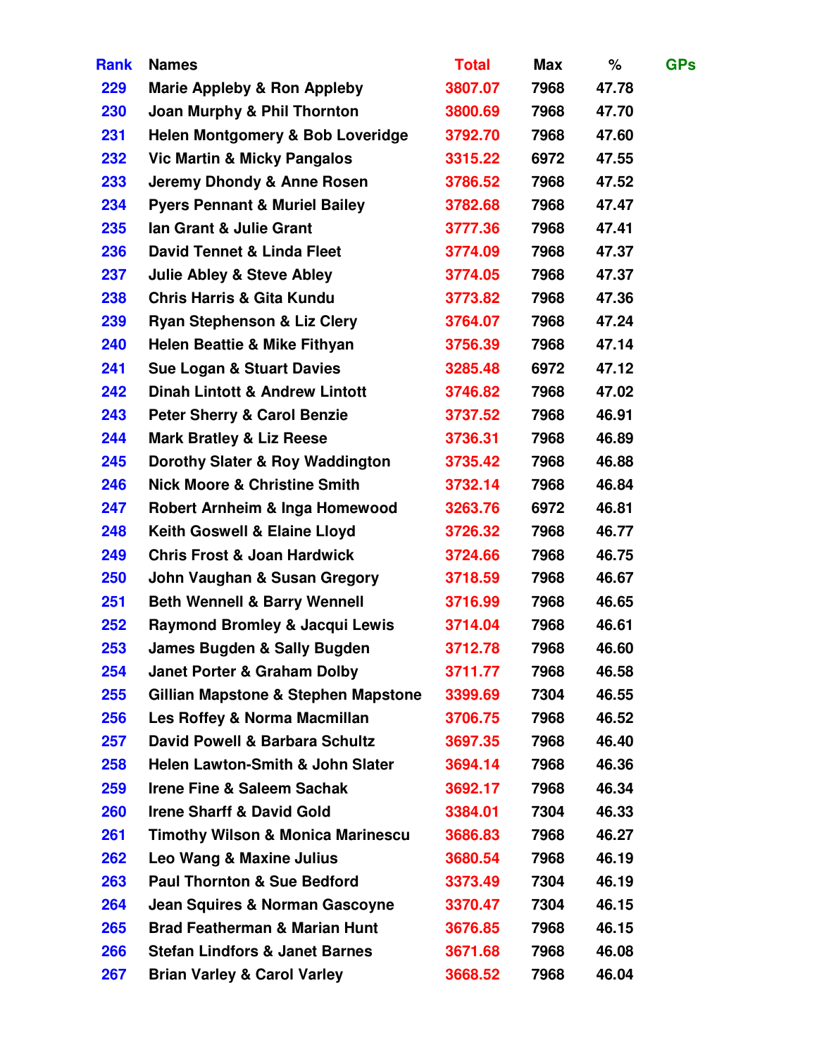| Rank | Names | Total | Max | % | GPs |
|---|---|---|---|---|---|
| 229 | Marie Appleby & Ron Appleby | 3807.07 | 7968 | 47.78 | |
| 230 | Joan Murphy & Phil Thornton | 3800.69 | 7968 | 47.70 | |
| 231 | Helen Montgomery & Bob Loveridge | 3792.70 | 7968 | 47.60 | |
| 232 | Vic Martin & Micky Pangalos | 3315.22 | 6972 | 47.55 | |
| 233 | Jeremy Dhondy & Anne Rosen | 3786.52 | 7968 | 47.52 | |
| 234 | Pyers Pennant & Muriel Bailey | 3782.68 | 7968 | 47.47 | |
| 235 | Ian Grant & Julie Grant | 3777.36 | 7968 | 47.41 | |
| 236 | David Tennet & Linda Fleet | 3774.09 | 7968 | 47.37 | |
| 237 | Julie Abley & Steve Abley | 3774.05 | 7968 | 47.37 | |
| 238 | Chris Harris & Gita Kundu | 3773.82 | 7968 | 47.36 | |
| 239 | Ryan Stephenson & Liz Clery | 3764.07 | 7968 | 47.24 | |
| 240 | Helen Beattie & Mike Fithyan | 3756.39 | 7968 | 47.14 | |
| 241 | Sue Logan & Stuart Davies | 3285.48 | 6972 | 47.12 | |
| 242 | Dinah Lintott & Andrew Lintott | 3746.82 | 7968 | 47.02 | |
| 243 | Peter Sherry & Carol Benzie | 3737.52 | 7968 | 46.91 | |
| 244 | Mark Bratley & Liz Reese | 3736.31 | 7968 | 46.89 | |
| 245 | Dorothy Slater & Roy Waddington | 3735.42 | 7968 | 46.88 | |
| 246 | Nick Moore & Christine Smith | 3732.14 | 7968 | 46.84 | |
| 247 | Robert Arnheim & Inga Homewood | 3263.76 | 6972 | 46.81 | |
| 248 | Keith Goswell & Elaine Lloyd | 3726.32 | 7968 | 46.77 | |
| 249 | Chris Frost & Joan Hardwick | 3724.66 | 7968 | 46.75 | |
| 250 | John Vaughan & Susan Gregory | 3718.59 | 7968 | 46.67 | |
| 251 | Beth Wennell & Barry Wennell | 3716.99 | 7968 | 46.65 | |
| 252 | Raymond Bromley & Jacqui Lewis | 3714.04 | 7968 | 46.61 | |
| 253 | James Bugden & Sally Bugden | 3712.78 | 7968 | 46.60 | |
| 254 | Janet Porter & Graham Dolby | 3711.77 | 7968 | 46.58 | |
| 255 | Gillian Mapstone & Stephen Mapstone | 3399.69 | 7304 | 46.55 | |
| 256 | Les Roffey & Norma Macmillan | 3706.75 | 7968 | 46.52 | |
| 257 | David Powell & Barbara Schultz | 3697.35 | 7968 | 46.40 | |
| 258 | Helen Lawton-Smith & John Slater | 3694.14 | 7968 | 46.36 | |
| 259 | Irene Fine & Saleem Sachak | 3692.17 | 7968 | 46.34 | |
| 260 | Irene Sharff & David Gold | 3384.01 | 7304 | 46.33 | |
| 261 | Timothy Wilson & Monica Marinescu | 3686.83 | 7968 | 46.27 | |
| 262 | Leo Wang & Maxine Julius | 3680.54 | 7968 | 46.19 | |
| 263 | Paul Thornton & Sue Bedford | 3373.49 | 7304 | 46.19 | |
| 264 | Jean Squires & Norman Gascoyne | 3370.47 | 7304 | 46.15 | |
| 265 | Brad Featherman & Marian Hunt | 3676.85 | 7968 | 46.15 | |
| 266 | Stefan Lindfors & Janet Barnes | 3671.68 | 7968 | 46.08 | |
| 267 | Brian Varley & Carol Varley | 3668.52 | 7968 | 46.04 | |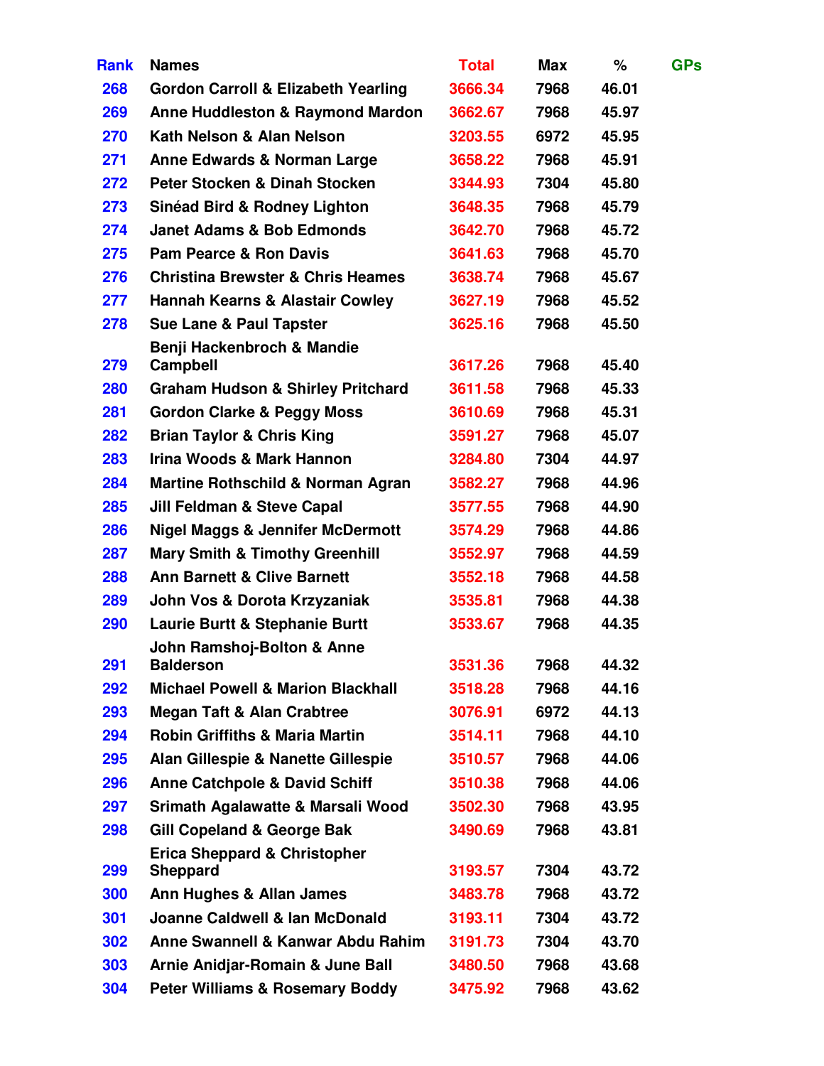| Rank | Names | Total | Max | % | GPs |
|---|---|---|---|---|---|
| 268 | Gordon Carroll & Elizabeth Yearling | 3666.34 | 7968 | 46.01 | |
| 269 | Anne Huddleston & Raymond Mardon | 3662.67 | 7968 | 45.97 | |
| 270 | Kath Nelson & Alan Nelson | 3203.55 | 6972 | 45.95 | |
| 271 | Anne Edwards & Norman Large | 3658.22 | 7968 | 45.91 | |
| 272 | Peter Stocken & Dinah Stocken | 3344.93 | 7304 | 45.80 | |
| 273 | Sinéad Bird & Rodney Lighton | 3648.35 | 7968 | 45.79 | |
| 274 | Janet Adams & Bob Edmonds | 3642.70 | 7968 | 45.72 | |
| 275 | Pam Pearce & Ron Davis | 3641.63 | 7968 | 45.70 | |
| 276 | Christina Brewster & Chris Heames | 3638.74 | 7968 | 45.67 | |
| 277 | Hannah Kearns & Alastair Cowley | 3627.19 | 7968 | 45.52 | |
| 278 | Sue Lane & Paul Tapster | 3625.16 | 7968 | 45.50 | |
| 279 | Benji Hackenbroch & Mandie Campbell | 3617.26 | 7968 | 45.40 | |
| 280 | Graham Hudson & Shirley Pritchard | 3611.58 | 7968 | 45.33 | |
| 281 | Gordon Clarke & Peggy Moss | 3610.69 | 7968 | 45.31 | |
| 282 | Brian Taylor & Chris King | 3591.27 | 7968 | 45.07 | |
| 283 | Irina Woods & Mark Hannon | 3284.80 | 7304 | 44.97 | |
| 284 | Martine Rothschild & Norman Agran | 3582.27 | 7968 | 44.96 | |
| 285 | Jill Feldman & Steve Capal | 3577.55 | 7968 | 44.90 | |
| 286 | Nigel Maggs & Jennifer McDermott | 3574.29 | 7968 | 44.86 | |
| 287 | Mary Smith & Timothy Greenhill | 3552.97 | 7968 | 44.59 | |
| 288 | Ann Barnett & Clive Barnett | 3552.18 | 7968 | 44.58 | |
| 289 | John Vos & Dorota Krzyzaniak | 3535.81 | 7968 | 44.38 | |
| 290 | Laurie Burtt & Stephanie Burtt | 3533.67 | 7968 | 44.35 | |
| 291 | John Ramshoj-Bolton & Anne Balderson | 3531.36 | 7968 | 44.32 | |
| 292 | Michael Powell & Marion Blackhall | 3518.28 | 7968 | 44.16 | |
| 293 | Megan Taft & Alan Crabtree | 3076.91 | 6972 | 44.13 | |
| 294 | Robin Griffiths & Maria Martin | 3514.11 | 7968 | 44.10 | |
| 295 | Alan Gillespie & Nanette Gillespie | 3510.57 | 7968 | 44.06 | |
| 296 | Anne Catchpole & David Schiff | 3510.38 | 7968 | 44.06 | |
| 297 | Srimath Agalawatte & Marsali Wood | 3502.30 | 7968 | 43.95 | |
| 298 | Gill Copeland & George Bak | 3490.69 | 7968 | 43.81 | |
| 299 | Erica Sheppard & Christopher Sheppard | 3193.57 | 7304 | 43.72 | |
| 300 | Ann Hughes & Allan James | 3483.78 | 7968 | 43.72 | |
| 301 | Joanne Caldwell & Ian McDonald | 3193.11 | 7304 | 43.72 | |
| 302 | Anne Swannell & Kanwar Abdu Rahim | 3191.73 | 7304 | 43.70 | |
| 303 | Arnie Anidjar-Romain & June Ball | 3480.50 | 7968 | 43.68 | |
| 304 | Peter Williams & Rosemary Boddy | 3475.92 | 7968 | 43.62 | |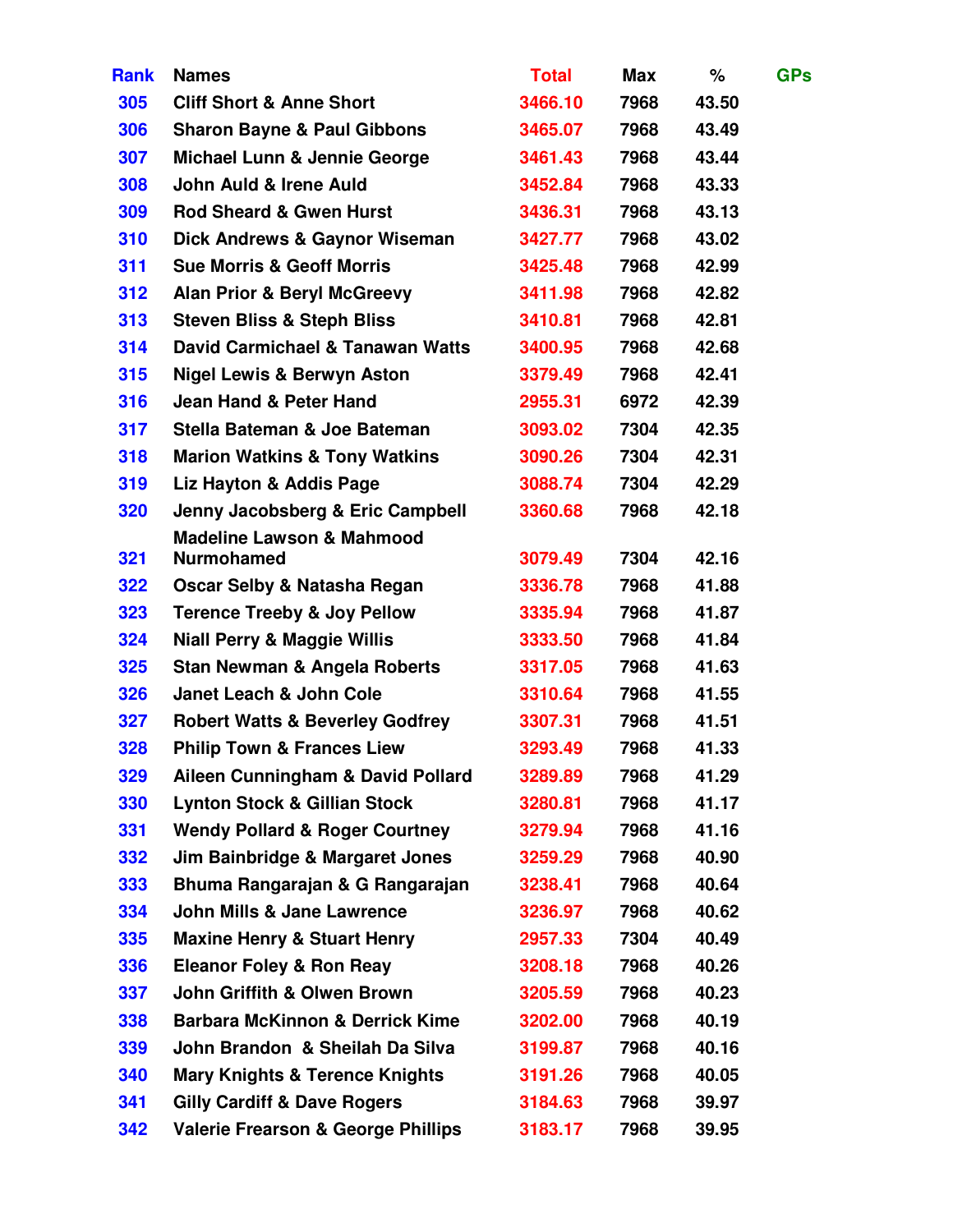| Rank | Names | Total | Max | % | GPs |
|---|---|---|---|---|---|
| 305 | Cliff Short & Anne Short | 3466.10 | 7968 | 43.50 | |
| 306 | Sharon Bayne & Paul Gibbons | 3465.07 | 7968 | 43.49 | |
| 307 | Michael Lunn & Jennie George | 3461.43 | 7968 | 43.44 | |
| 308 | John Auld & Irene Auld | 3452.84 | 7968 | 43.33 | |
| 309 | Rod Sheard & Gwen Hurst | 3436.31 | 7968 | 43.13 | |
| 310 | Dick Andrews & Gaynor Wiseman | 3427.77 | 7968 | 43.02 | |
| 311 | Sue Morris & Geoff Morris | 3425.48 | 7968 | 42.99 | |
| 312 | Alan Prior & Beryl McGreevy | 3411.98 | 7968 | 42.82 | |
| 313 | Steven Bliss & Steph Bliss | 3410.81 | 7968 | 42.81 | |
| 314 | David Carmichael & Tanawan Watts | 3400.95 | 7968 | 42.68 | |
| 315 | Nigel Lewis & Berwyn Aston | 3379.49 | 7968 | 42.41 | |
| 316 | Jean Hand & Peter Hand | 2955.31 | 6972 | 42.39 | |
| 317 | Stella Bateman & Joe Bateman | 3093.02 | 7304 | 42.35 | |
| 318 | Marion Watkins & Tony Watkins | 3090.26 | 7304 | 42.31 | |
| 319 | Liz Hayton & Addis Page | 3088.74 | 7304 | 42.29 | |
| 320 | Jenny Jacobsberg & Eric Campbell | 3360.68 | 7968 | 42.18 | |
| 321 | Madeline Lawson & Mahmood Nurmohamed | 3079.49 | 7304 | 42.16 | |
| 322 | Oscar Selby & Natasha Regan | 3336.78 | 7968 | 41.88 | |
| 323 | Terence Treeby & Joy Pellow | 3335.94 | 7968 | 41.87 | |
| 324 | Niall Perry & Maggie Willis | 3333.50 | 7968 | 41.84 | |
| 325 | Stan Newman & Angela Roberts | 3317.05 | 7968 | 41.63 | |
| 326 | Janet Leach & John Cole | 3310.64 | 7968 | 41.55 | |
| 327 | Robert Watts & Beverley Godfrey | 3307.31 | 7968 | 41.51 | |
| 328 | Philip Town & Frances Liew | 3293.49 | 7968 | 41.33 | |
| 329 | Aileen Cunningham & David Pollard | 3289.89 | 7968 | 41.29 | |
| 330 | Lynton Stock & Gillian Stock | 3280.81 | 7968 | 41.17 | |
| 331 | Wendy Pollard & Roger Courtney | 3279.94 | 7968 | 41.16 | |
| 332 | Jim Bainbridge & Margaret Jones | 3259.29 | 7968 | 40.90 | |
| 333 | Bhuma Rangarajan & G Rangarajan | 3238.41 | 7968 | 40.64 | |
| 334 | John Mills & Jane Lawrence | 3236.97 | 7968 | 40.62 | |
| 335 | Maxine Henry & Stuart Henry | 2957.33 | 7304 | 40.49 | |
| 336 | Eleanor Foley & Ron Reay | 3208.18 | 7968 | 40.26 | |
| 337 | John Griffith & Olwen Brown | 3205.59 | 7968 | 40.23 | |
| 338 | Barbara McKinnon & Derrick Kime | 3202.00 | 7968 | 40.19 | |
| 339 | John Brandon & Sheilah Da Silva | 3199.87 | 7968 | 40.16 | |
| 340 | Mary Knights & Terence Knights | 3191.26 | 7968 | 40.05 | |
| 341 | Gilly Cardiff & Dave Rogers | 3184.63 | 7968 | 39.97 | |
| 342 | Valerie Frearson & George Phillips | 3183.17 | 7968 | 39.95 | |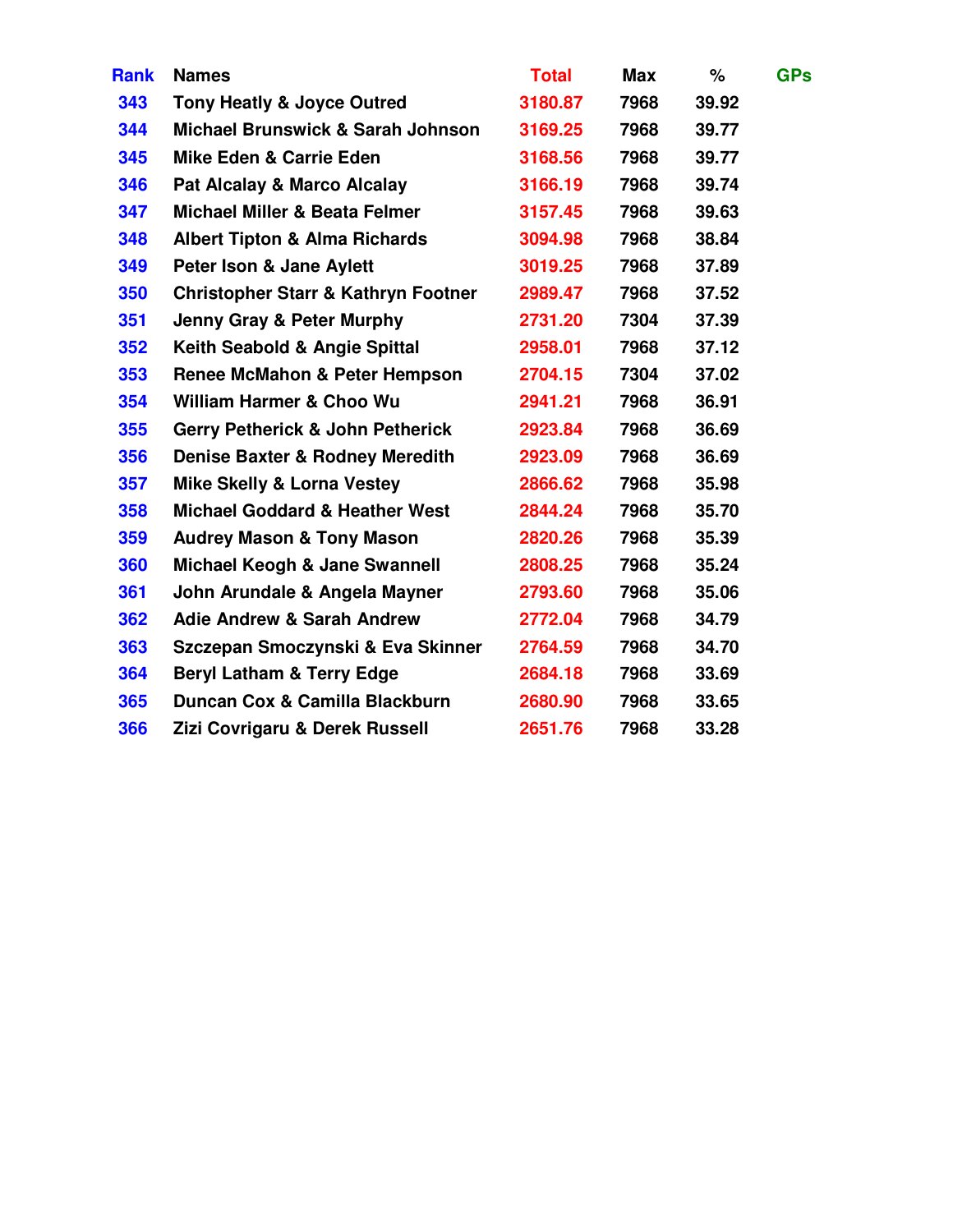| Rank | Names | Total | Max | % | GPs |
|---|---|---|---|---|---|
| 343 | Tony Heatly & Joyce Outred | 3180.87 | 7968 | 39.92 | |
| 344 | Michael Brunswick & Sarah Johnson | 3169.25 | 7968 | 39.77 | |
| 345 | Mike Eden & Carrie Eden | 3168.56 | 7968 | 39.77 | |
| 346 | Pat Alcalay & Marco Alcalay | 3166.19 | 7968 | 39.74 | |
| 347 | Michael Miller & Beata Felmer | 3157.45 | 7968 | 39.63 | |
| 348 | Albert Tipton & Alma Richards | 3094.98 | 7968 | 38.84 | |
| 349 | Peter Ison & Jane Aylett | 3019.25 | 7968 | 37.89 | |
| 350 | Christopher Starr & Kathryn Footner | 2989.47 | 7968 | 37.52 | |
| 351 | Jenny Gray & Peter Murphy | 2731.20 | 7304 | 37.39 | |
| 352 | Keith Seabold & Angie Spittal | 2958.01 | 7968 | 37.12 | |
| 353 | Renee McMahon & Peter Hempson | 2704.15 | 7304 | 37.02 | |
| 354 | William Harmer & Choo Wu | 2941.21 | 7968 | 36.91 | |
| 355 | Gerry Petherick & John Petherick | 2923.84 | 7968 | 36.69 | |
| 356 | Denise Baxter & Rodney Meredith | 2923.09 | 7968 | 36.69 | |
| 357 | Mike Skelly & Lorna Vestey | 2866.62 | 7968 | 35.98 | |
| 358 | Michael Goddard & Heather West | 2844.24 | 7968 | 35.70 | |
| 359 | Audrey Mason & Tony Mason | 2820.26 | 7968 | 35.39 | |
| 360 | Michael Keogh & Jane Swannell | 2808.25 | 7968 | 35.24 | |
| 361 | John Arundale & Angela Mayner | 2793.60 | 7968 | 35.06 | |
| 362 | Adie Andrew & Sarah Andrew | 2772.04 | 7968 | 34.79 | |
| 363 | Szczepan Smoczynski & Eva Skinner | 2764.59 | 7968 | 34.70 | |
| 364 | Beryl Latham & Terry Edge | 2684.18 | 7968 | 33.69 | |
| 365 | Duncan Cox & Camilla Blackburn | 2680.90 | 7968 | 33.65 | |
| 366 | Zizi Covrigaru & Derek Russell | 2651.76 | 7968 | 33.28 | |